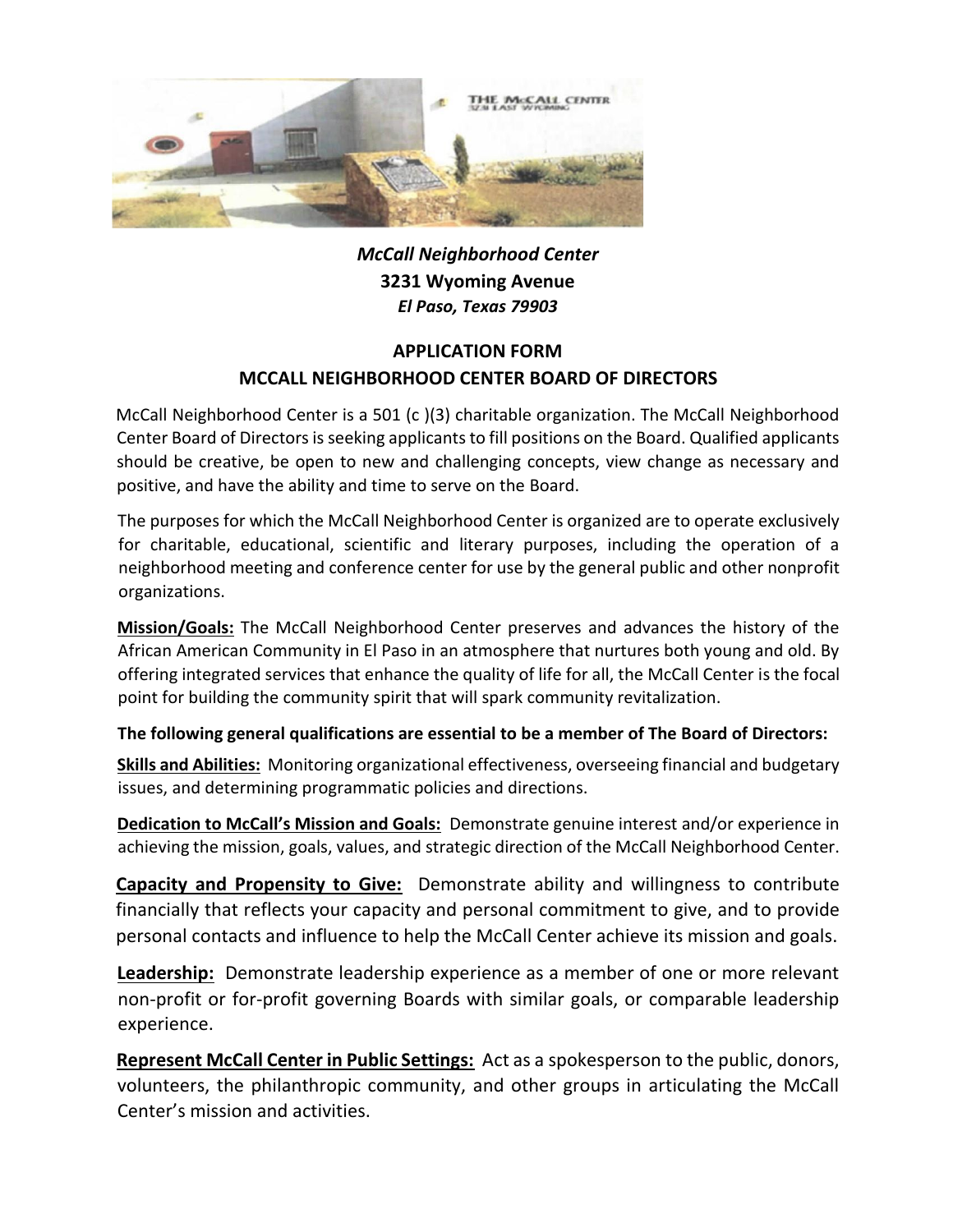*McCall Neighborhood Center*
**3231 Wyoming Avenue**
*El Paso, Texas 79903*

# APPLICATION FORM
## MCCALL NEIGHBORHOOD CENTER BOARD OF DIRECTORS

McCall Neighborhood Center is a 501 (c )(3) charitable organization. The McCall Neighborhood Center Board of Directors is seeking applicants to fill positions on the Board. Qualified applicants should be creative, be open to new and challenging concepts, view change as necessary and positive, and have the ability and time to serve on the Board.

The purposes for which the McCall Neighborhood Center is organized are to operate exclusively for charitable, educational, scientific and literary purposes, including the operation of a neighborhood meeting and conference center for use by the general public and other nonprofit organizations.

**Mission/Goals:** The McCall Neighborhood Center preserves and advances the history of the African American Community in El Paso in an atmosphere that nurtures both young and old. By offering integrated services that enhance the quality of life for all, the McCall Center is the focal point for building the community spirit that will spark community revitalization.

**The following general qualifications are essential to be a member of The Board of Directors:**

**Skills and Abilities:** Monitoring organizational effectiveness, overseeing financial and budgetary issues, and determining programmatic policies and directions.

**Dedication to McCall's Mission and Goals:** Demonstrate genuine interest and/or experience in achieving the mission, goals, values, and strategic direction of the McCall Neighborhood Center.

**Capacity and Propensity to Give:** Demonstrate ability and willingness to contribute financially that reflects your capacity and personal commitment to give, and to provide personal contacts and influence to help the McCall Center achieve its mission and goals.

**Leadership:** Demonstrate leadership experience as a member of one or more relevant non-profit or for-profit governing Boards with similar goals, or comparable leadership experience.

**Represent McCall Center in Public Settings:** Act as a spokesperson to the public, donors, volunteers, the philanthropic community, and other groups in articulating the McCall Center's mission and activities.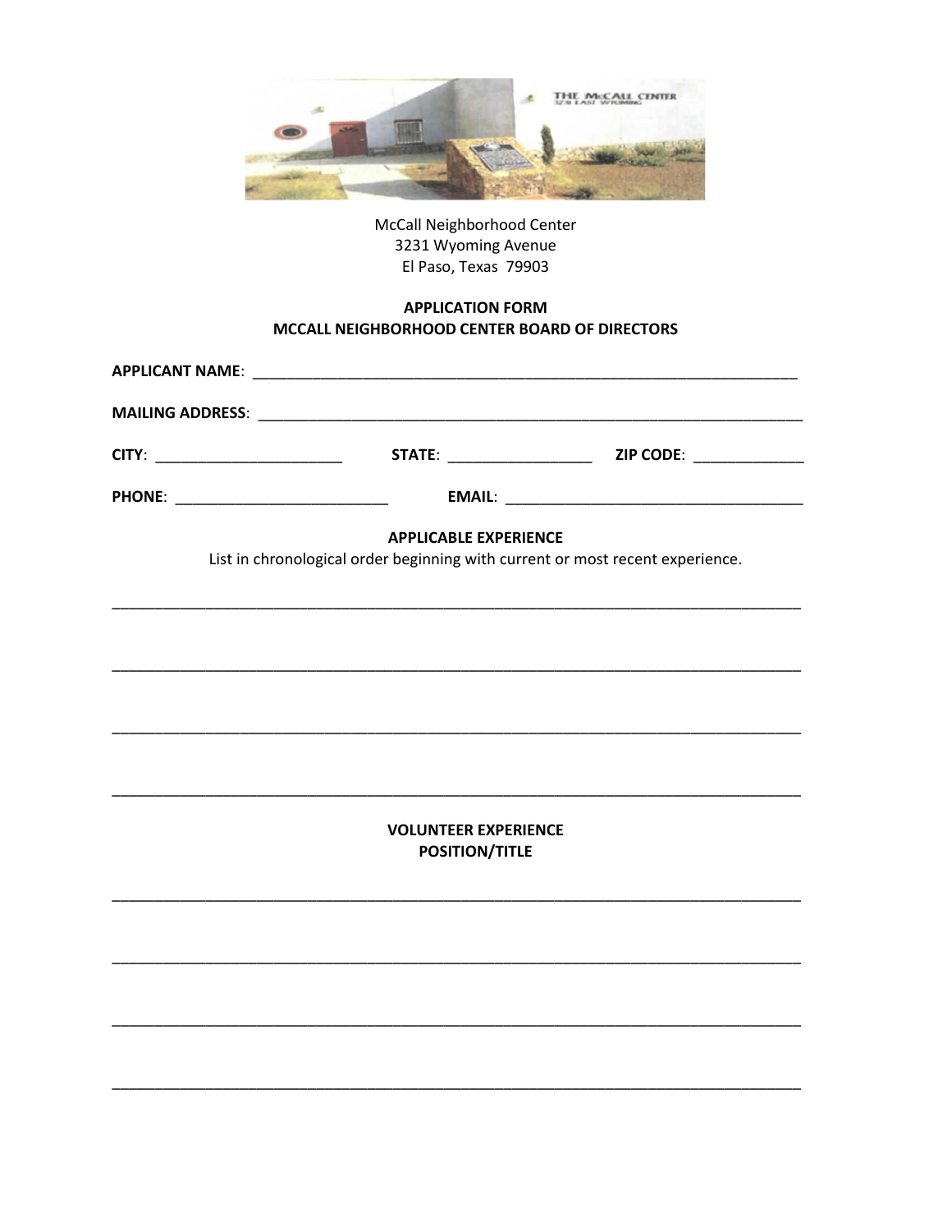McCall Neighborhood Center
3231 Wyoming Avenue
El Paso, Texas 79903

**APPLICATION FORM**
**MCCALL NEIGHBORHOOD CENTER BOARD OF DIRECTORS**

**APPLICANT NAME**: ___________________________________________________________________

**MAILING ADDRESS**: __________________________________________________________________

**CITY**: ______________________ **STATE**: _________________ **ZIP CODE**: _____________

**PHONE**: _________________________ **EMAIL**: ___________________________________

**APPLICABLE EXPERIENCE**

List in chronological order beginning with current or most recent experience.

_________________________________________________________________________________

_________________________________________________________________________________

_________________________________________________________________________________

_________________________________________________________________________________

**VOLUNTEER EXPERIENCE**
**POSITION/TITLE**

_________________________________________________________________________________

_________________________________________________________________________________

_________________________________________________________________________________

_________________________________________________________________________________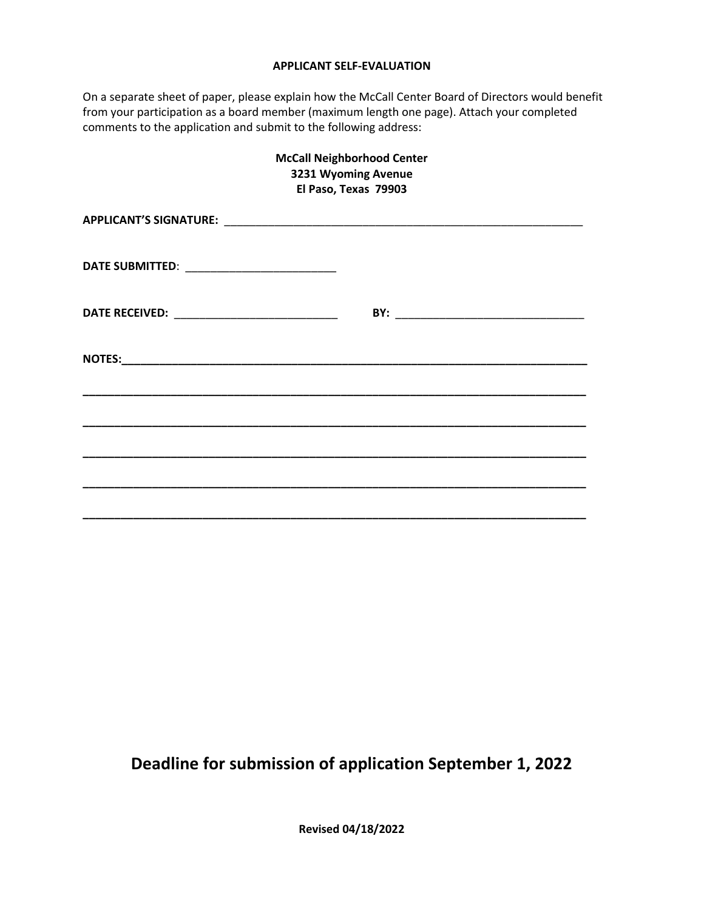**APPLICANT SELF-EVALUATION**

On a separate sheet of paper, please explain how the McCall Center Board of Directors would benefit from your participation as a board member (maximum length one page). Attach your completed comments to the application and submit to the following address:

**McCall Neighborhood Center**
**3231 Wyoming Avenue**
**El Paso, Texas 79903**

**APPLICANT'S SIGNATURE:** ___________________________________________________________

**DATE SUBMITTED**: ________________________

**DATE RECEIVED:** __________________________ **BY:** ______________________________

**NOTES:**________________________________________________________________________

__________________________________________________________________________________

__________________________________________________________________________________

__________________________________________________________________________________

__________________________________________________________________________________

__________________________________________________________________________________

## Deadline for submission of application September 1, 2022

**Revised 04/18/2022**